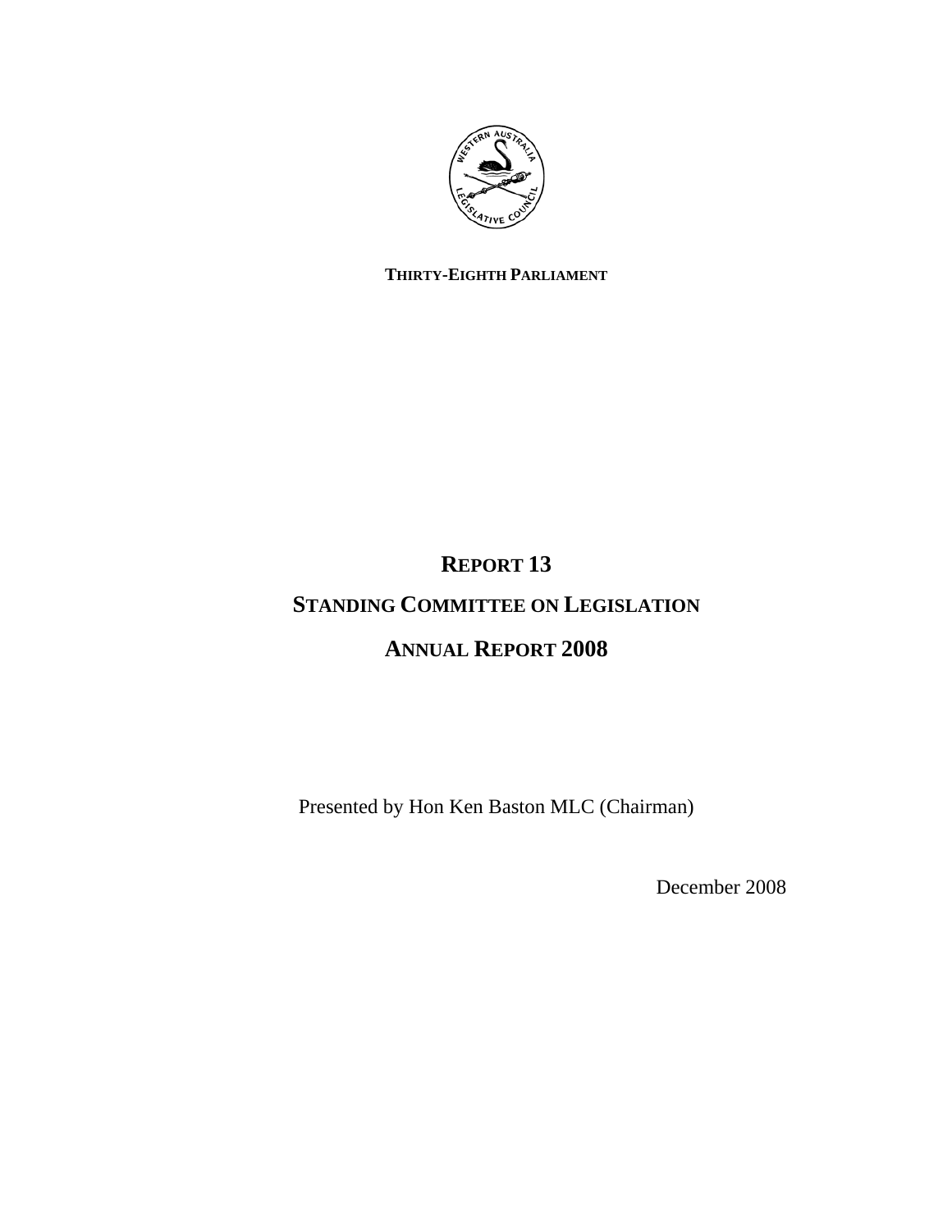**THIRTY-EIGHTH PARLIAMENT**

# REPORT 13

# STANDING COMMITTEE ON LEGISLATION

# ANNUAL REPORT 2008

Presented by Hon Ken Baston MLC (Chairman)

December 2008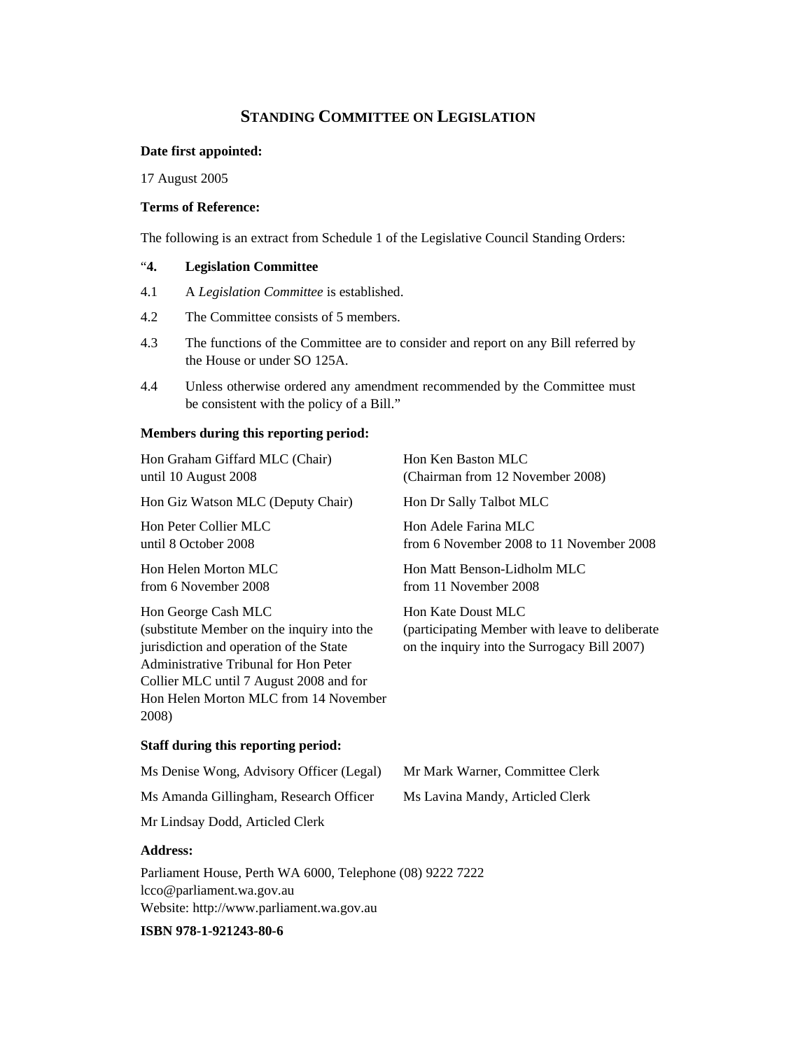# STANDING COMMITTEE ON LEGISLATION

**Date first appointed:**

17 August 2005

**Terms of Reference:**

The following is an extract from Schedule 1 of the Legislative Council Standing Orders:

"**4. Legislation Committee**

4.1 A *Legislation Committee* is established.

4.2 The Committee consists of 5 members.

4.3 The functions of the Committee are to consider and report on any Bill referred by the House or under SO 125A.

4.4 Unless otherwise ordered any amendment recommended by the Committee must be consistent with the policy of a Bill."

**Members during this reporting period:**

Hon Graham Giffard MLC (Chair) until 10 August 2008

Hon Giz Watson MLC (Deputy Chair)

Hon Peter Collier MLC until 8 October 2008

Hon Helen Morton MLC from 6 November 2008

Hon George Cash MLC (substitute Member on the inquiry into the jurisdiction and operation of the State Administrative Tribunal for Hon Peter Collier MLC until 7 August 2008 and for Hon Helen Morton MLC from 14 November 2008)

Hon Ken Baston MLC (Chairman from 12 November 2008)

Hon Dr Sally Talbot MLC

Hon Adele Farina MLC from 6 November 2008 to 11 November 2008

Hon Matt Benson-Lidholm MLC from 11 November 2008

Hon Kate Doust MLC (participating Member with leave to deliberate on the inquiry into the Surrogacy Bill 2007)

**Staff during this reporting period:**

Ms Denise Wong, Advisory Officer (Legal)

Ms Amanda Gillingham, Research Officer

Mr Lindsay Dodd, Articled Clerk

Mr Mark Warner, Committee Clerk

Ms Lavina Mandy, Articled Clerk

**Address:**

Parliament House, Perth WA 6000, Telephone (08) 9222 7222
lcco@parliament.wa.gov.au
Website: http://www.parliament.wa.gov.au

**ISBN 978-1-921243-80-6**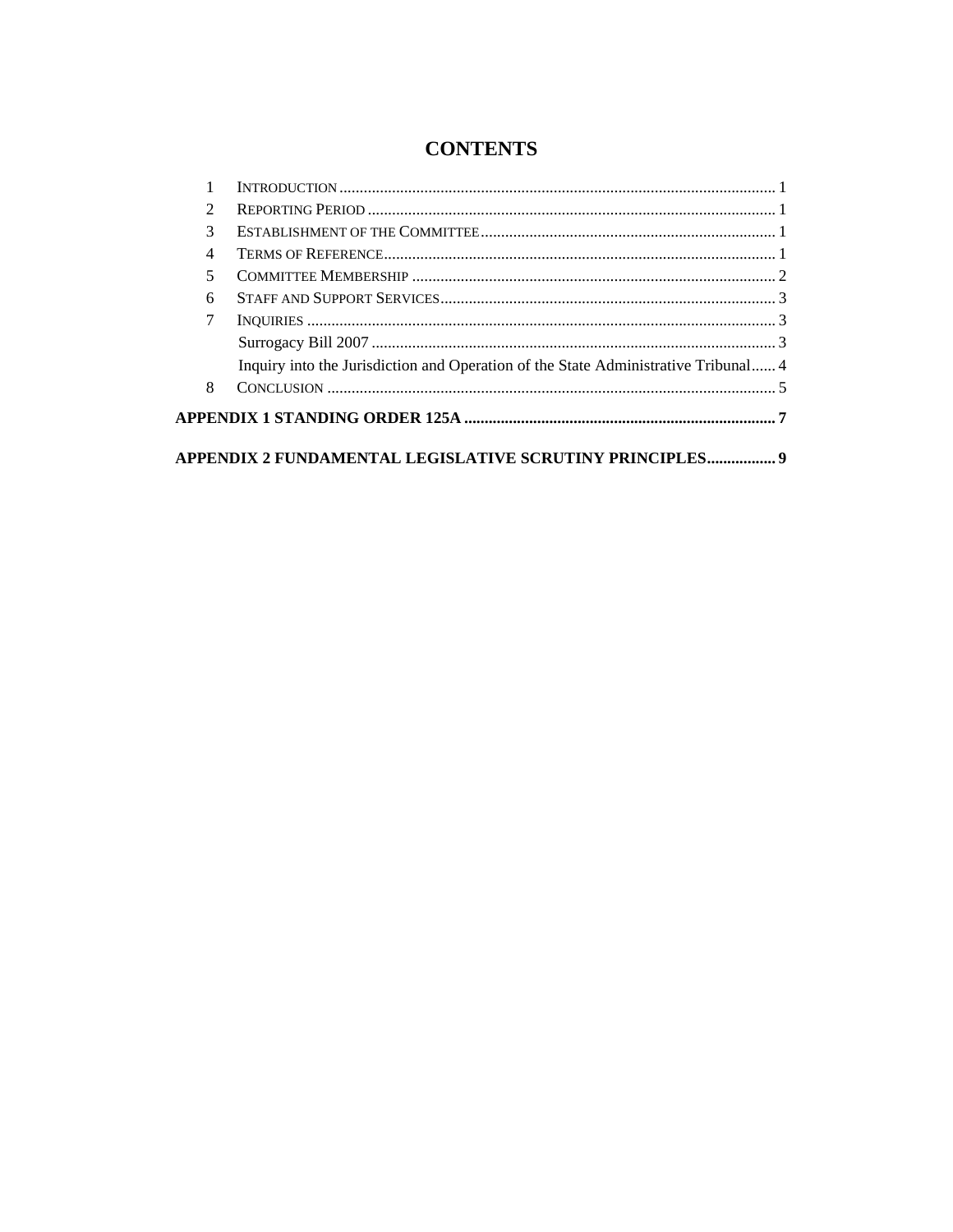# CONTENTS

| | | |
|---|---|---|
| 1 | Introduction | 1 |
| 2 | Reporting Period | 1 |
| 3 | Establishment of the Committee | 1 |
| 4 | Terms of Reference | 1 |
| 5 | Committee Membership | 2 |
| 6 | Staff and Support Services | 3 |
| 7 | Inquiries | 3 |
| | Surrogacy Bill 2007 | 3 |
| | Inquiry into the Jurisdiction and Operation of the State Administrative Tribunal | 4 |
| 8 | Conclusion | 5 |

**APPENDIX 1 STANDING ORDER 125A ............ 7**

**APPENDIX 2 FUNDAMENTAL LEGISLATIVE SCRUTINY PRINCIPLES ............ 9**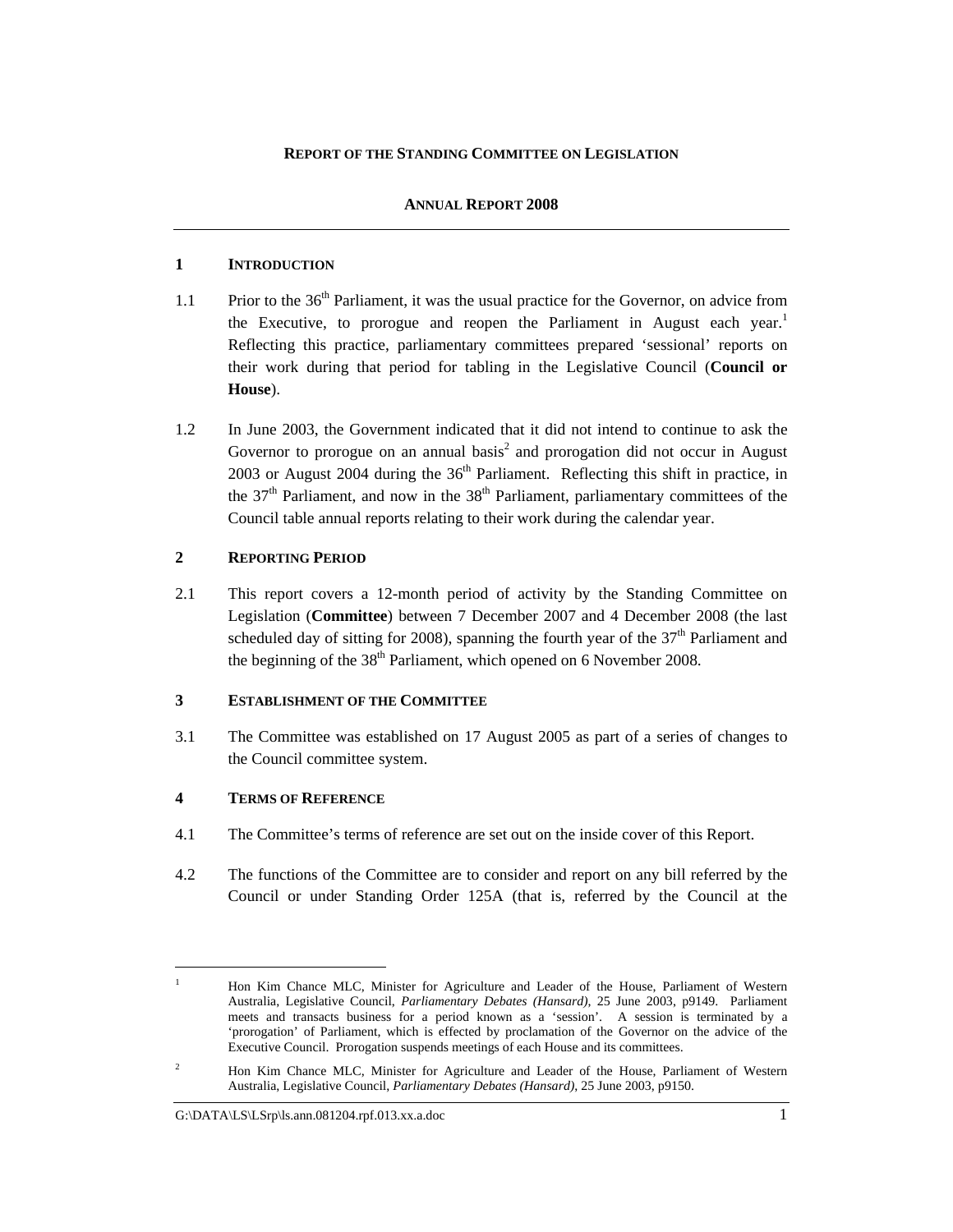**REPORT OF THE STANDING COMMITTEE ON LEGISLATION**

**ANNUAL REPORT 2008**

---

## 1 INTRODUCTION

1.1 Prior to the 36th Parliament, it was the usual practice for the Governor, on advice from the Executive, to prorogue and reopen the Parliament in August each year.[1] Reflecting this practice, parliamentary committees prepared 'sessional' reports on their work during that period for tabling in the Legislative Council (**Council or House**).

1.2 In June 2003, the Government indicated that it did not intend to continue to ask the Governor to prorogue on an annual basis[2] and prorogation did not occur in August 2003 or August 2004 during the 36th Parliament. Reflecting this shift in practice, in the 37th Parliament, and now in the 38th Parliament, parliamentary committees of the Council table annual reports relating to their work during the calendar year.

## 2 REPORTING PERIOD

2.1 This report covers a 12-month period of activity by the Standing Committee on Legislation (**Committee**) between 7 December 2007 and 4 December 2008 (the last scheduled day of sitting for 2008), spanning the fourth year of the 37th Parliament and the beginning of the 38th Parliament, which opened on 6 November 2008.

## 3 ESTABLISHMENT OF THE COMMITTEE

3.1 The Committee was established on 17 August 2005 as part of a series of changes to the Council committee system.

## 4 TERMS OF REFERENCE

4.1 The Committee's terms of reference are set out on the inside cover of this Report.

4.2 The functions of the Committee are to consider and report on any bill referred by the Council or under Standing Order 125A (that is, referred by the Council at the

---

[1] Hon Kim Chance MLC, Minister for Agriculture and Leader of the House, Parliament of Western Australia, Legislative Council, *Parliamentary Debates (Hansard)*, 25 June 2003, p9149. Parliament meets and transacts business for a period known as a 'session'. A session is terminated by a 'prorogation' of Parliament, which is effected by proclamation of the Governor on the advice of the Executive Council. Prorogation suspends meetings of each House and its committees.

[2] Hon Kim Chance MLC, Minister for Agriculture and Leader of the House, Parliament of Western Australia, Legislative Council, *Parliamentary Debates (Hansard)*, 25 June 2003, p9150.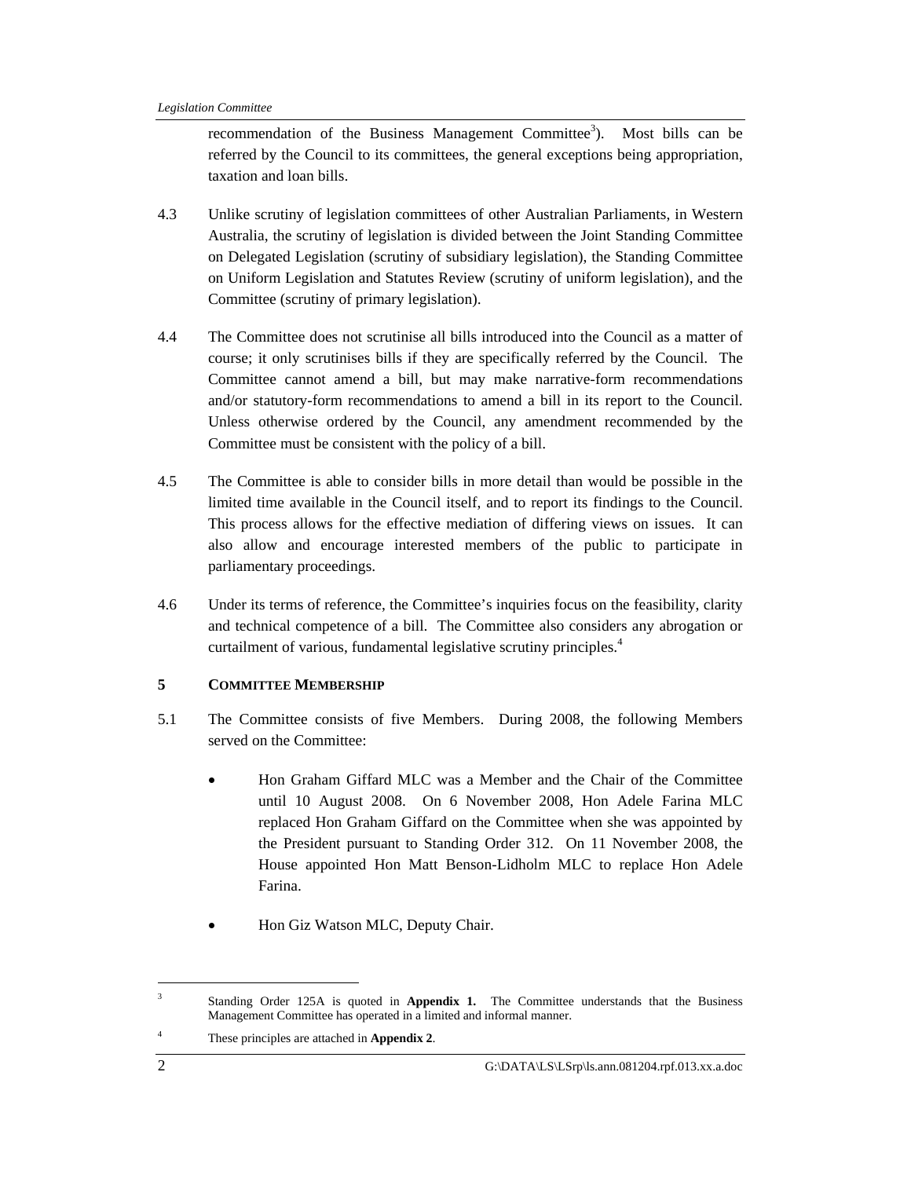recommendation of the Business Management Committee[3]). Most bills can be referred by the Council to its committees, the general exceptions being appropriation, taxation and loan bills.

4.3 Unlike scrutiny of legislation committees of other Australian Parliaments, in Western Australia, the scrutiny of legislation is divided between the Joint Standing Committee on Delegated Legislation (scrutiny of subsidiary legislation), the Standing Committee on Uniform Legislation and Statutes Review (scrutiny of uniform legislation), and the Committee (scrutiny of primary legislation).

4.4 The Committee does not scrutinise all bills introduced into the Council as a matter of course; it only scrutinises bills if they are specifically referred by the Council. The Committee cannot amend a bill, but may make narrative-form recommendations and/or statutory-form recommendations to amend a bill in its report to the Council. Unless otherwise ordered by the Council, any amendment recommended by the Committee must be consistent with the policy of a bill.

4.5 The Committee is able to consider bills in more detail than would be possible in the limited time available in the Council itself, and to report its findings to the Council. This process allows for the effective mediation of differing views on issues. It can also allow and encourage interested members of the public to participate in parliamentary proceedings.

4.6 Under its terms of reference, the Committee's inquiries focus on the feasibility, clarity and technical competence of a bill. The Committee also considers any abrogation or curtailment of various, fundamental legislative scrutiny principles.[4]

## 5 COMMITTEE MEMBERSHIP

5.1 The Committee consists of five Members. During 2008, the following Members served on the Committee:

- Hon Graham Giffard MLC was a Member and the Chair of the Committee until 10 August 2008. On 6 November 2008, Hon Adele Farina MLC replaced Hon Graham Giffard on the Committee when she was appointed by the President pursuant to Standing Order 312. On 11 November 2008, the House appointed Hon Matt Benson-Lidholm MLC to replace Hon Adele Farina.

- Hon Giz Watson MLC, Deputy Chair.

---

[3] Standing Order 125A is quoted in **Appendix 1.** The Committee understands that the Business Management Committee has operated in a limited and informal manner.

[4] These principles are attached in **Appendix 2**.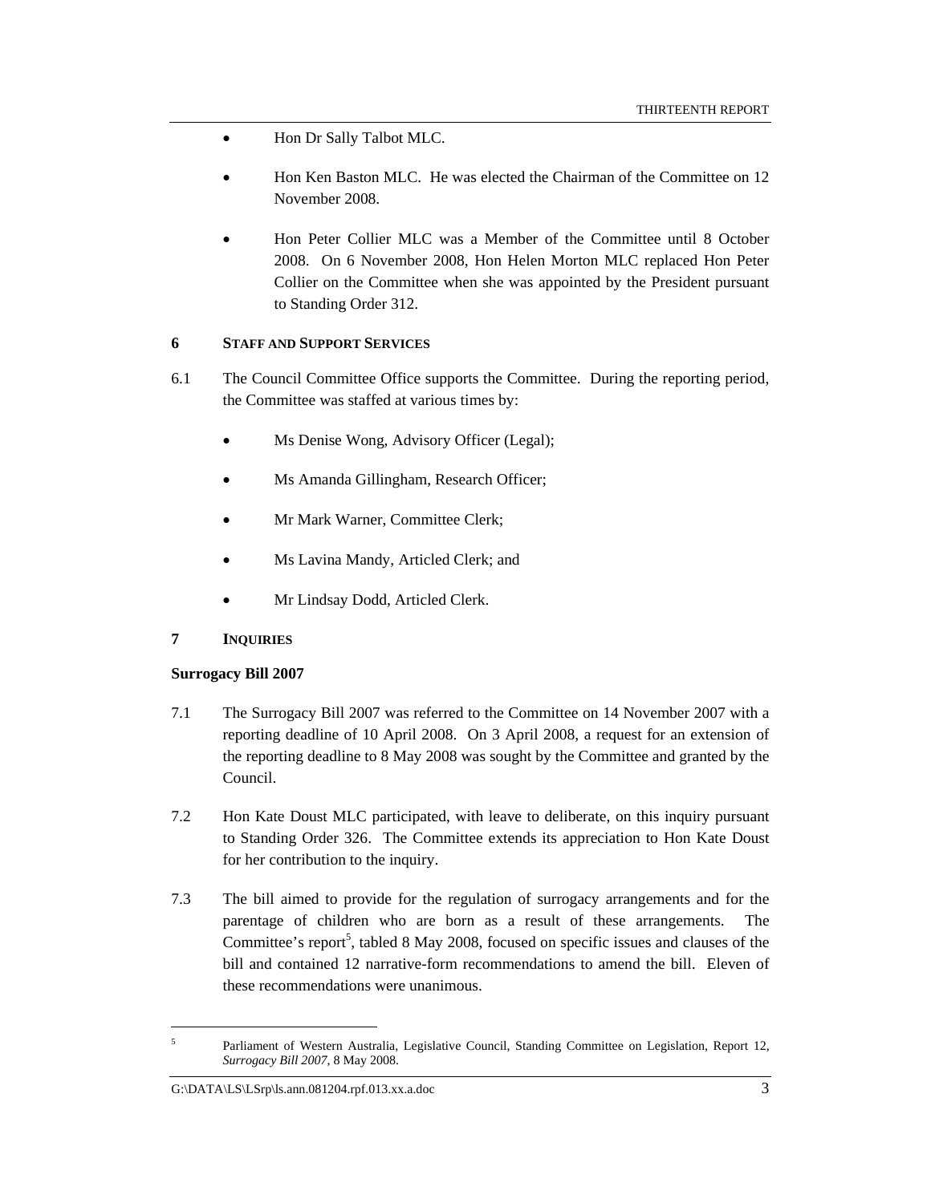- Hon Dr Sally Talbot MLC.
- Hon Ken Baston MLC. He was elected the Chairman of the Committee on 12 November 2008.
- Hon Peter Collier MLC was a Member of the Committee until 8 October 2008. On 6 November 2008, Hon Helen Morton MLC replaced Hon Peter Collier on the Committee when she was appointed by the President pursuant to Standing Order 312.

## 6 STAFF AND SUPPORT SERVICES

6.1 The Council Committee Office supports the Committee. During the reporting period, the Committee was staffed at various times by:

- Ms Denise Wong, Advisory Officer (Legal);
- Ms Amanda Gillingham, Research Officer;
- Mr Mark Warner, Committee Clerk;
- Ms Lavina Mandy, Articled Clerk; and
- Mr Lindsay Dodd, Articled Clerk.

## 7 INQUIRIES

### Surrogacy Bill 2007

7.1 The Surrogacy Bill 2007 was referred to the Committee on 14 November 2007 with a reporting deadline of 10 April 2008. On 3 April 2008, a request for an extension of the reporting deadline to 8 May 2008 was sought by the Committee and granted by the Council.

7.2 Hon Kate Doust MLC participated, with leave to deliberate, on this inquiry pursuant to Standing Order 326. The Committee extends its appreciation to Hon Kate Doust for her contribution to the inquiry.

7.3 The bill aimed to provide for the regulation of surrogacy arrangements and for the parentage of children who are born as a result of these arrangements. The Committee's report[5], tabled 8 May 2008, focused on specific issues and clauses of the bill and contained 12 narrative-form recommendations to amend the bill. Eleven of these recommendations were unanimous.

---

[5] Parliament of Western Australia, Legislative Council, Standing Committee on Legislation, Report 12, *Surrogacy Bill 2007*, 8 May 2008.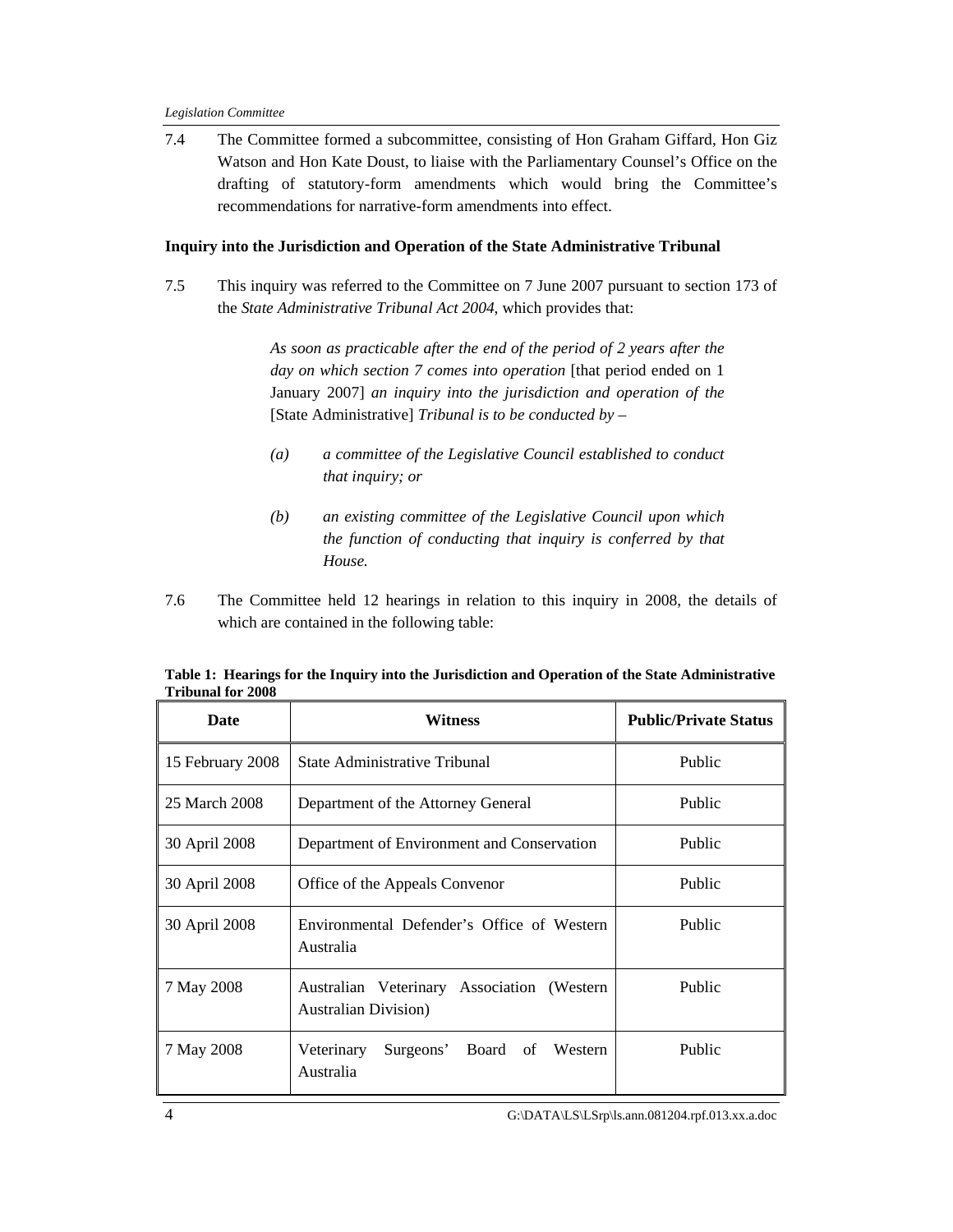7.4 The Committee formed a subcommittee, consisting of Hon Graham Giffard, Hon Giz Watson and Hon Kate Doust, to liaise with the Parliamentary Counsel's Office on the drafting of statutory-form amendments which would bring the Committee's recommendations for narrative-form amendments into effect.

**Inquiry into the Jurisdiction and Operation of the State Administrative Tribunal**

7.5 This inquiry was referred to the Committee on 7 June 2007 pursuant to section 173 of the *State Administrative Tribunal Act 2004*, which provides that:

> *As soon as practicable after the end of the period of 2 years after the day on which section 7 comes into operation* [that period ended on 1 January 2007] *an inquiry into the jurisdiction and operation of the* [State Administrative] *Tribunal is to be conducted by –*
>
> *(a) a committee of the Legislative Council established to conduct that inquiry; or*
>
> *(b) an existing committee of the Legislative Council upon which the function of conducting that inquiry is conferred by that House.*

7.6 The Committee held 12 hearings in relation to this inquiry in 2008, the details of which are contained in the following table:

**Table 1: Hearings for the Inquiry into the Jurisdiction and Operation of the State Administrative Tribunal for 2008**

| Date | Witness | Public/Private Status |
|---|---|---|
| 15 February 2008 | State Administrative Tribunal | Public |
| 25 March 2008 | Department of the Attorney General | Public |
| 30 April 2008 | Department of Environment and Conservation | Public |
| 30 April 2008 | Office of the Appeals Convenor | Public |
| 30 April 2008 | Environmental Defender's Office of Western Australia | Public |
| 7 May 2008 | Australian Veterinary Association (Western Australian Division) | Public |
| 7 May 2008 | Veterinary Surgeons' Board of Western Australia | Public |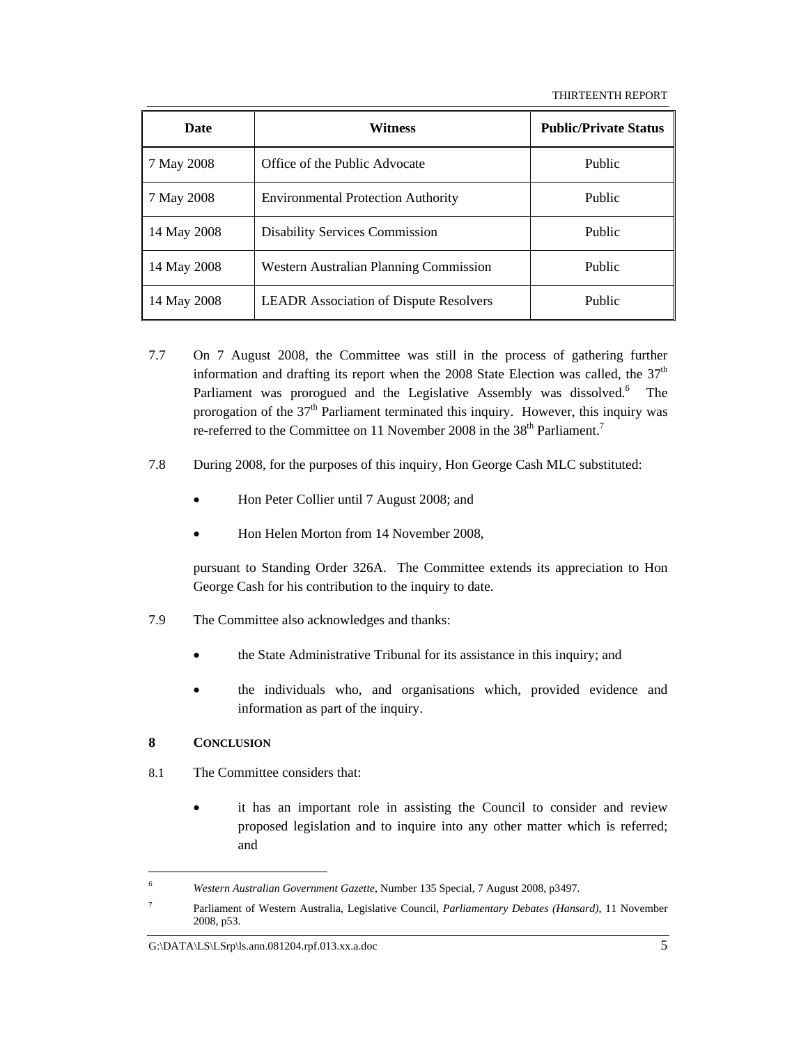| Date | Witness | Public/Private Status |
|---|---|---|
| 7 May 2008 | Office of the Public Advocate | Public |
| 7 May 2008 | Environmental Protection Authority | Public |
| 14 May 2008 | Disability Services Commission | Public |
| 14 May 2008 | Western Australian Planning Commission | Public |
| 14 May 2008 | LEADR Association of Dispute Resolvers | Public |

7.7 On 7 August 2008, the Committee was still in the process of gathering further information and drafting its report when the 2008 State Election was called, the 37th Parliament was prorogued and the Legislative Assembly was dissolved.[6] The prorogation of the 37th Parliament terminated this inquiry. However, this inquiry was re-referred to the Committee on 11 November 2008 in the 38th Parliament.[7]

7.8 During 2008, for the purposes of this inquiry, Hon George Cash MLC substituted:

- Hon Peter Collier until 7 August 2008; and
- Hon Helen Morton from 14 November 2008,

pursuant to Standing Order 326A. The Committee extends its appreciation to Hon George Cash for his contribution to the inquiry to date.

7.9 The Committee also acknowledges and thanks:

- the State Administrative Tribunal for its assistance in this inquiry; and
- the individuals who, and organisations which, provided evidence and information as part of the inquiry.

## 8 CONCLUSION

8.1 The Committee considers that:

- it has an important role in assisting the Council to consider and review proposed legislation and to inquire into any other matter which is referred; and

---

6 *Western Australian Government Gazette*, Number 135 Special, 7 August 2008, p3497.

7 Parliament of Western Australia, Legislative Council, *Parliamentary Debates (Hansard)*, 11 November 2008, p53.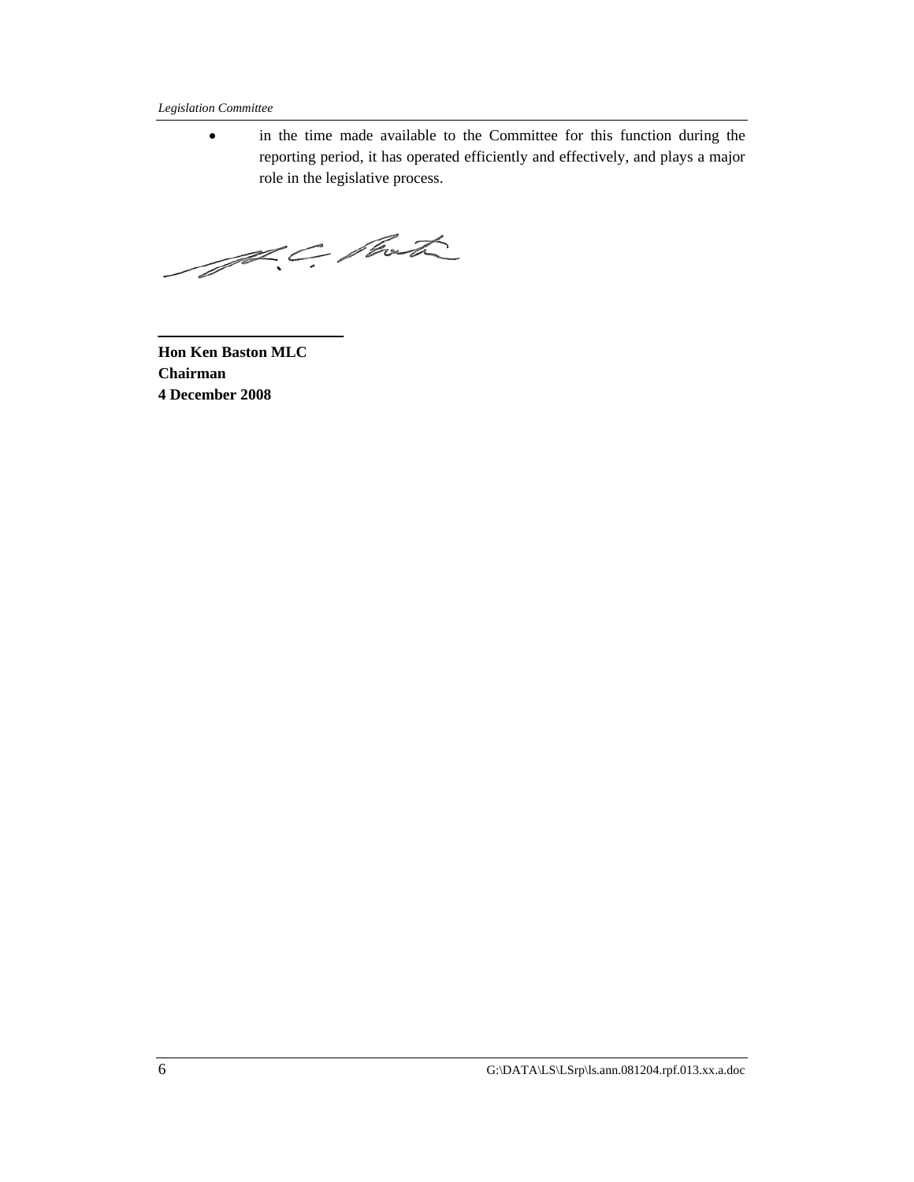- in the time made available to the Committee for this function during the reporting period, it has operated efficiently and effectively, and plays a major role in the legislative process.

**Hon Ken Baston MLC**
**Chairman**
**4 December 2008**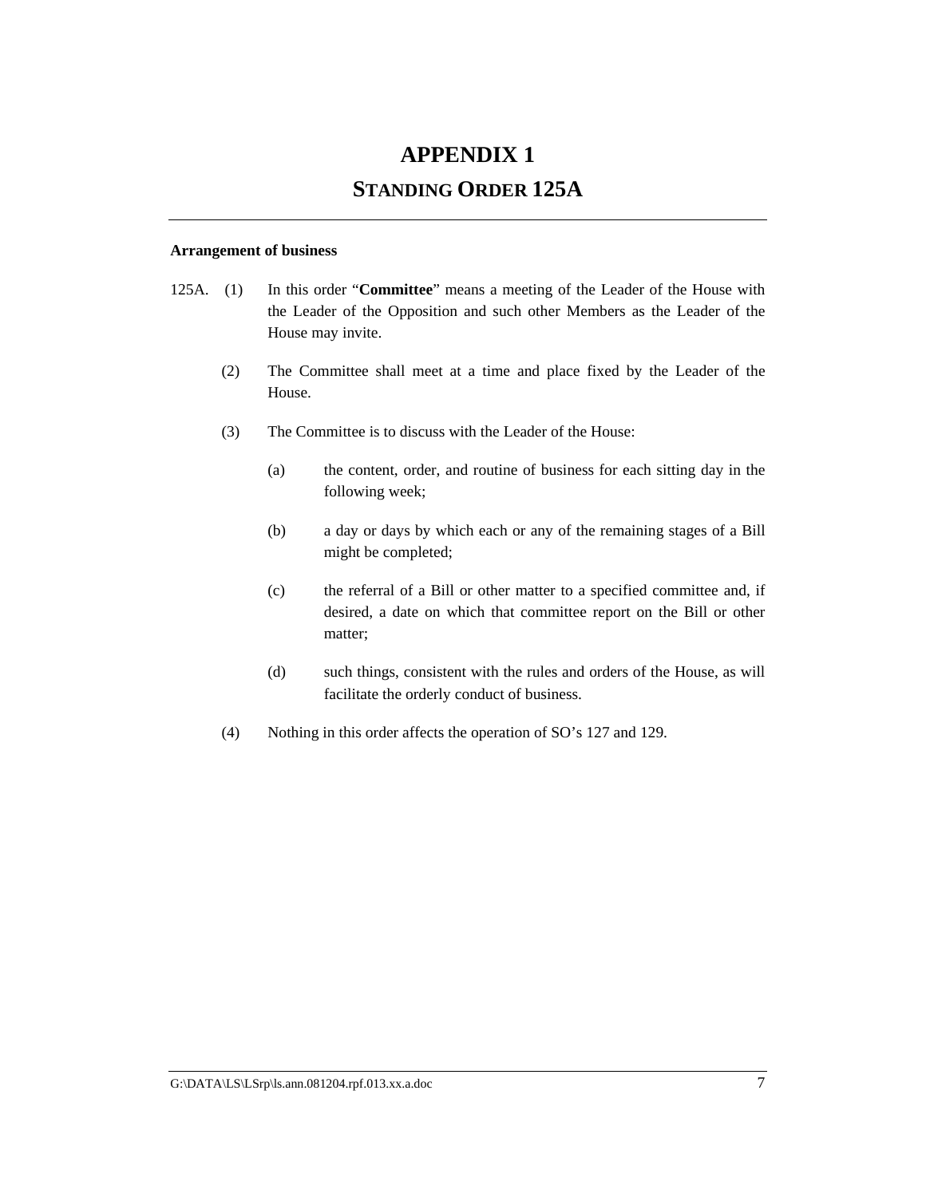# APPENDIX 1

## STANDING ORDER 125A

---

**Arrangement of business**

125A. (1) In this order "**Committee**" means a meeting of the Leader of the House with the Leader of the Opposition and such other Members as the Leader of the House may invite.

(2) The Committee shall meet at a time and place fixed by the Leader of the House.

(3) The Committee is to discuss with the Leader of the House:

(a) the content, order, and routine of business for each sitting day in the following week;

(b) a day or days by which each or any of the remaining stages of a Bill might be completed;

(c) the referral of a Bill or other matter to a specified committee and, if desired, a date on which that committee report on the Bill or other matter;

(d) such things, consistent with the rules and orders of the House, as will facilitate the orderly conduct of business.

(4) Nothing in this order affects the operation of SO's 127 and 129.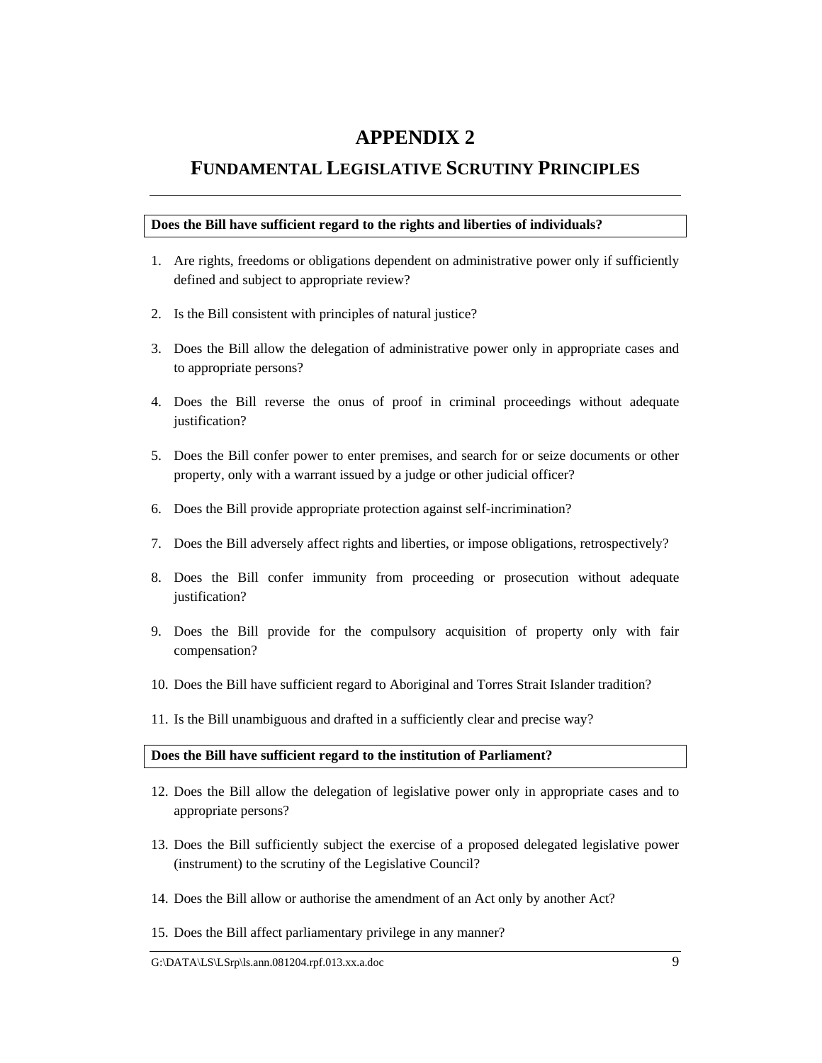# APPENDIX 2

## FUNDAMENTAL LEGISLATIVE SCRUTINY PRINCIPLES

**Does the Bill have sufficient regard to the rights and liberties of individuals?**

1. Are rights, freedoms or obligations dependent on administrative power only if sufficiently defined and subject to appropriate review?
2. Is the Bill consistent with principles of natural justice?
3. Does the Bill allow the delegation of administrative power only in appropriate cases and to appropriate persons?
4. Does the Bill reverse the onus of proof in criminal proceedings without adequate justification?
5. Does the Bill confer power to enter premises, and search for or seize documents or other property, only with a warrant issued by a judge or other judicial officer?
6. Does the Bill provide appropriate protection against self-incrimination?
7. Does the Bill adversely affect rights and liberties, or impose obligations, retrospectively?
8. Does the Bill confer immunity from proceeding or prosecution without adequate justification?
9. Does the Bill provide for the compulsory acquisition of property only with fair compensation?
10. Does the Bill have sufficient regard to Aboriginal and Torres Strait Islander tradition?
11. Is the Bill unambiguous and drafted in a sufficiently clear and precise way?

**Does the Bill have sufficient regard to the institution of Parliament?**

12. Does the Bill allow the delegation of legislative power only in appropriate cases and to appropriate persons?
13. Does the Bill sufficiently subject the exercise of a proposed delegated legislative power (instrument) to the scrutiny of the Legislative Council?
14. Does the Bill allow or authorise the amendment of an Act only by another Act?
15. Does the Bill affect parliamentary privilege in any manner?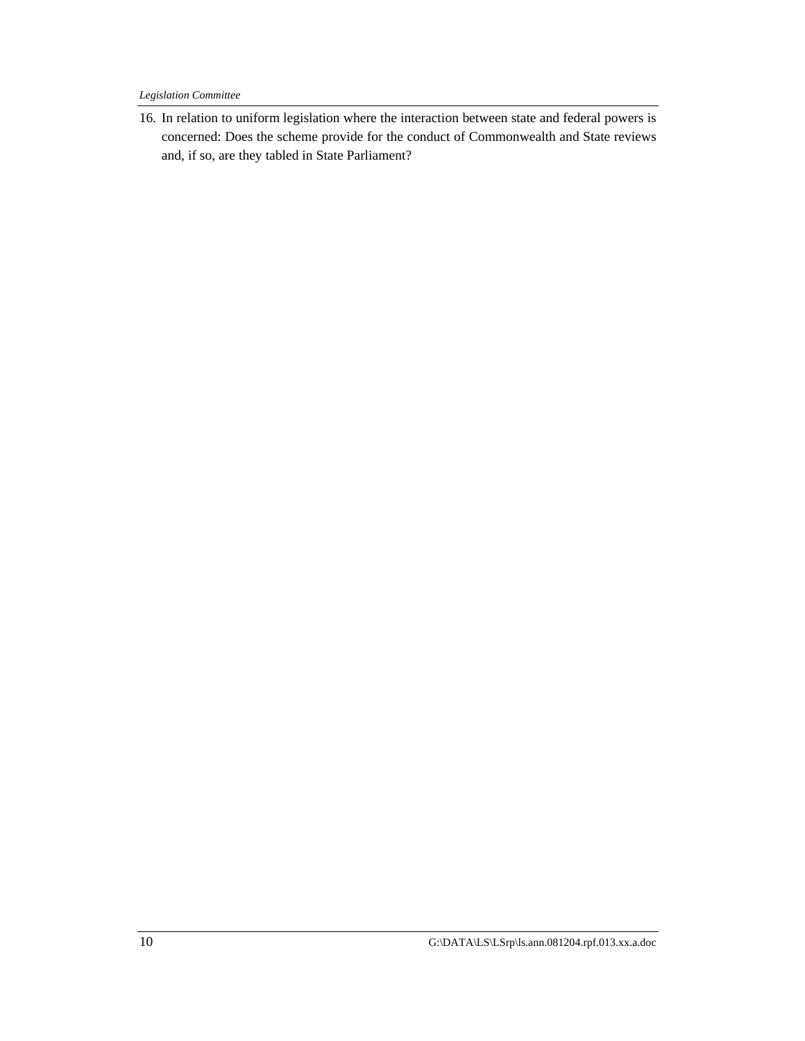16. In relation to uniform legislation where the interaction between state and federal powers is concerned: Does the scheme provide for the conduct of Commonwealth and State reviews and, if so, are they tabled in State Parliament?